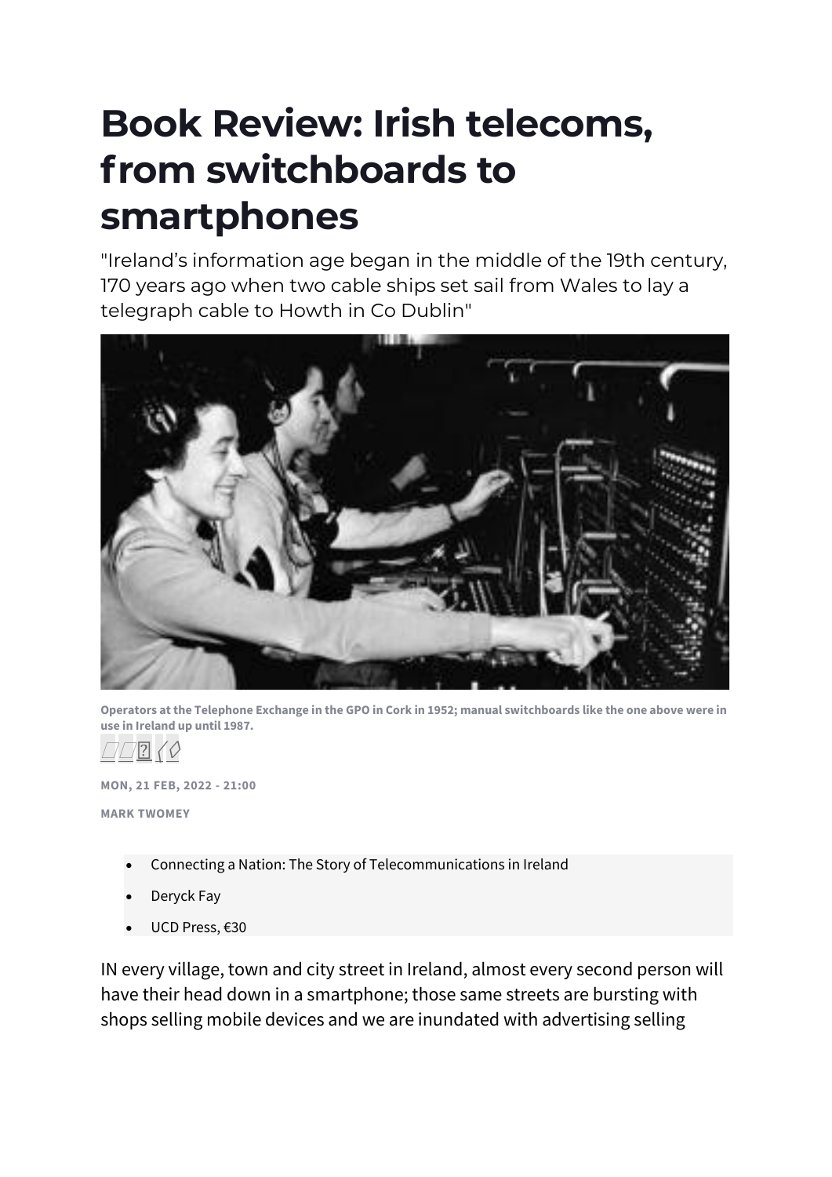# Book Review: Irish telecoms, from switchboards to smartphones

"Ireland's information age began in the middle of the 19th century, 170 years ago when two cable ships set sail from Wales to lay a telegraph cable to Howth in Co Dublin"

Operators at the Telephone Exchange in the GPO in Cork in 1952; manual switchboards like the one above were in use in Ireland up until 1987.

MON, 21 FEB, 2022 - 21:00

MARK TWOMEY

- Connecting a Nation: The Story of Telecommunications in Ireland
- Deryck Fay
- UCD Press, €30

IN every village, town and city street in Ireland, almost every second person will have their head down in a smartphone; those same streets are bursting with shops selling mobile devices and we are inundated with advertising selling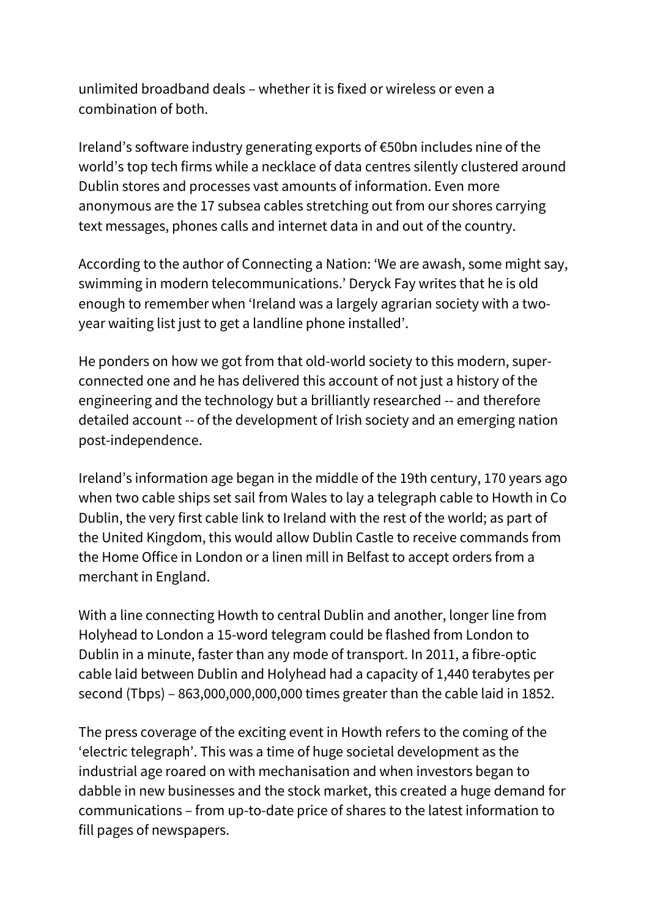unlimited broadband deals – whether it is fixed or wireless or even a combination of both.

Ireland's software industry generating exports of €50bn includes nine of the world's top tech firms while a necklace of data centres silently clustered around Dublin stores and processes vast amounts of information. Even more anonymous are the 17 subsea cables stretching out from our shores carrying text messages, phones calls and internet data in and out of the country.

According to the author of Connecting a Nation: 'We are awash, some might say, swimming in modern telecommunications.' Deryck Fay writes that he is old enough to remember when 'Ireland was a largely agrarian society with a two-year waiting list just to get a landline phone installed'.

He ponders on how we got from that old-world society to this modern, super-connected one and he has delivered this account of not just a history of the engineering and the technology but a brilliantly researched -- and therefore detailed account -- of the development of Irish society and an emerging nation post-independence.

Ireland's information age began in the middle of the 19th century, 170 years ago when two cable ships set sail from Wales to lay a telegraph cable to Howth in Co Dublin, the very first cable link to Ireland with the rest of the world; as part of the United Kingdom, this would allow Dublin Castle to receive commands from the Home Office in London or a linen mill in Belfast to accept orders from a merchant in England.

With a line connecting Howth to central Dublin and another, longer line from Holyhead to London a 15-word telegram could be flashed from London to Dublin in a minute, faster than any mode of transport. In 2011, a fibre-optic cable laid between Dublin and Holyhead had a capacity of 1,440 terabytes per second (Tbps) – 863,000,000,000,000 times greater than the cable laid in 1852.

The press coverage of the exciting event in Howth refers to the coming of the 'electric telegraph'. This was a time of huge societal development as the industrial age roared on with mechanisation and when investors began to dabble in new businesses and the stock market, this created a huge demand for communications – from up-to-date price of shares to the latest information to fill pages of newspapers.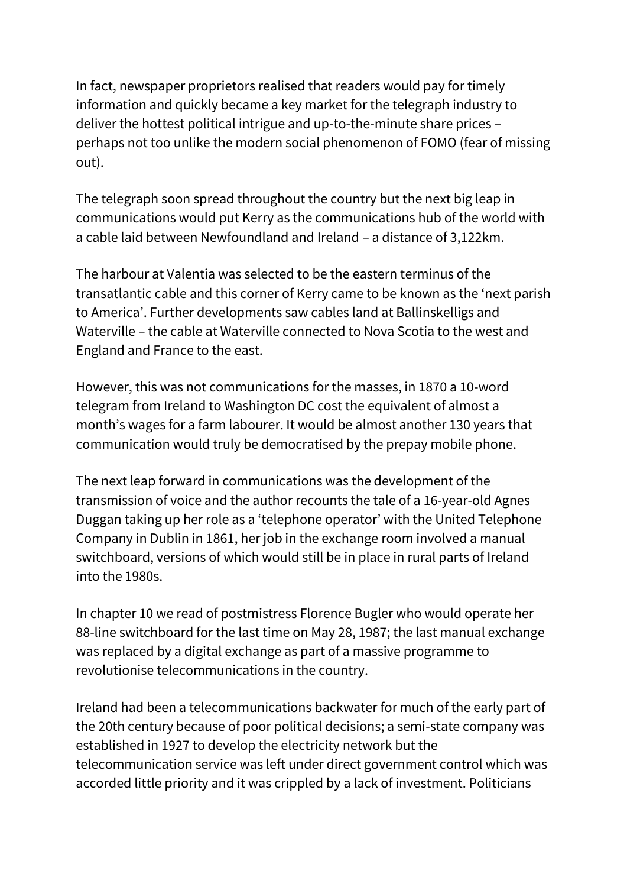In fact, newspaper proprietors realised that readers would pay for timely information and quickly became a key market for the telegraph industry to deliver the hottest political intrigue and up-to-the-minute share prices – perhaps not too unlike the modern social phenomenon of FOMO (fear of missing out).

The telegraph soon spread throughout the country but the next big leap in communications would put Kerry as the communications hub of the world with a cable laid between Newfoundland and Ireland – a distance of 3,122km.

The harbour at Valentia was selected to be the eastern terminus of the transatlantic cable and this corner of Kerry came to be known as the 'next parish to America'. Further developments saw cables land at Ballinskelligs and Waterville – the cable at Waterville connected to Nova Scotia to the west and England and France to the east.

However, this was not communications for the masses, in 1870 a 10-word telegram from Ireland to Washington DC cost the equivalent of almost a month's wages for a farm labourer. It would be almost another 130 years that communication would truly be democratised by the prepay mobile phone.

The next leap forward in communications was the development of the transmission of voice and the author recounts the tale of a 16-year-old Agnes Duggan taking up her role as a 'telephone operator' with the United Telephone Company in Dublin in 1861, her job in the exchange room involved a manual switchboard, versions of which would still be in place in rural parts of Ireland into the 1980s.

In chapter 10 we read of postmistress Florence Bugler who would operate her 88-line switchboard for the last time on May 28, 1987; the last manual exchange was replaced by a digital exchange as part of a massive programme to revolutionise telecommunications in the country.

Ireland had been a telecommunications backwater for much of the early part of the 20th century because of poor political decisions; a semi-state company was established in 1927 to develop the electricity network but the telecommunication service was left under direct government control which was accorded little priority and it was crippled by a lack of investment. Politicians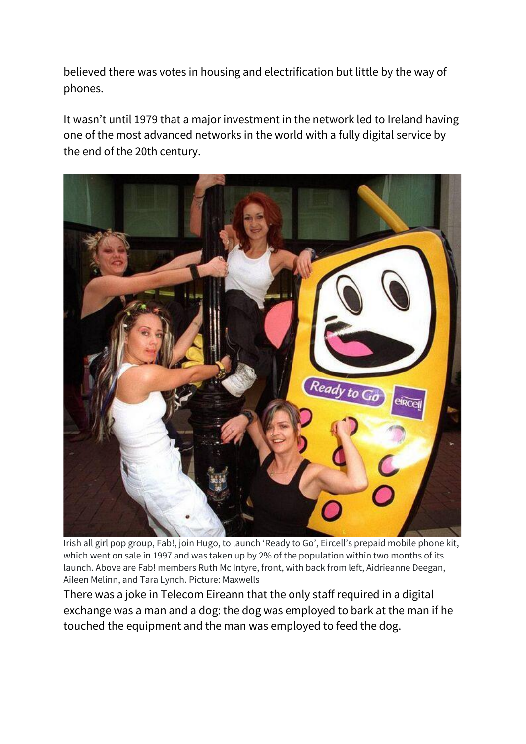believed there was votes in housing and electrification but little by the way of phones.

It wasn't until 1979 that a major investment in the network led to Ireland having one of the most advanced networks in the world with a fully digital service by the end of the 20th century.

Irish all girl pop group, Fab!, join Hugo, to launch 'Ready to Go', Eircell's prepaid mobile phone kit, which went on sale in 1997 and was taken up by 2% of the population within two months of its launch. Above are Fab! members Ruth Mc Intyre, front, with back from left, Aidrieanne Deegan, Aileen Melinn, and Tara Lynch. Picture: Maxwells

There was a joke in Telecom Eireann that the only staff required in a digital exchange was a man and a dog: the dog was employed to bark at the man if he touched the equipment and the man was employed to feed the dog.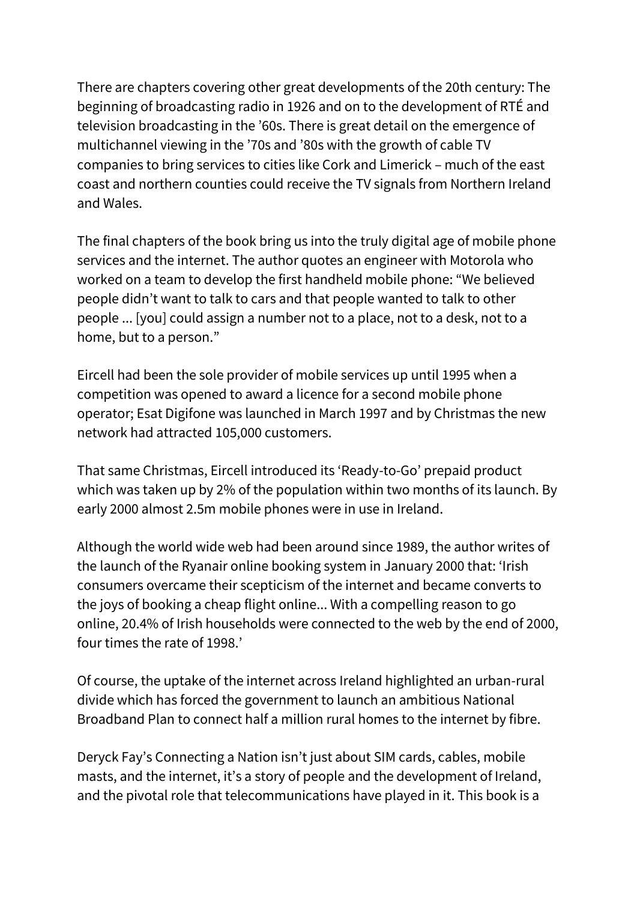There are chapters covering other great developments of the 20th century: The beginning of broadcasting radio in 1926 and on to the development of RTÉ and television broadcasting in the ’60s. There is great detail on the emergence of multichannel viewing in the ’70s and ’80s with the growth of cable TV companies to bring services to cities like Cork and Limerick – much of the east coast and northern counties could receive the TV signals from Northern Ireland and Wales.

The final chapters of the book bring us into the truly digital age of mobile phone services and the internet. The author quotes an engineer with Motorola who worked on a team to develop the first handheld mobile phone: “We believed people didn’t want to talk to cars and that people wanted to talk to other people ... [you] could assign a number not to a place, not to a desk, not to a home, but to a person.”

Eircell had been the sole provider of mobile services up until 1995 when a competition was opened to award a licence for a second mobile phone operator; Esat Digifone was launched in March 1997 and by Christmas the new network had attracted 105,000 customers.

That same Christmas, Eircell introduced its ‘Ready-to-Go’ prepaid product which was taken up by 2% of the population within two months of its launch. By early 2000 almost 2.5m mobile phones were in use in Ireland.

Although the world wide web had been around since 1989, the author writes of the launch of the Ryanair online booking system in January 2000 that: ‘Irish consumers overcame their scepticism of the internet and became converts to the joys of booking a cheap flight online... With a compelling reason to go online, 20.4% of Irish households were connected to the web by the end of 2000, four times the rate of 1998.’

Of course, the uptake of the internet across Ireland highlighted an urban-rural divide which has forced the government to launch an ambitious National Broadband Plan to connect half a million rural homes to the internet by fibre.

Deryck Fay’s Connecting a Nation isn’t just about SIM cards, cables, mobile masts, and the internet, it’s a story of people and the development of Ireland, and the pivotal role that telecommunications have played in it. This book is a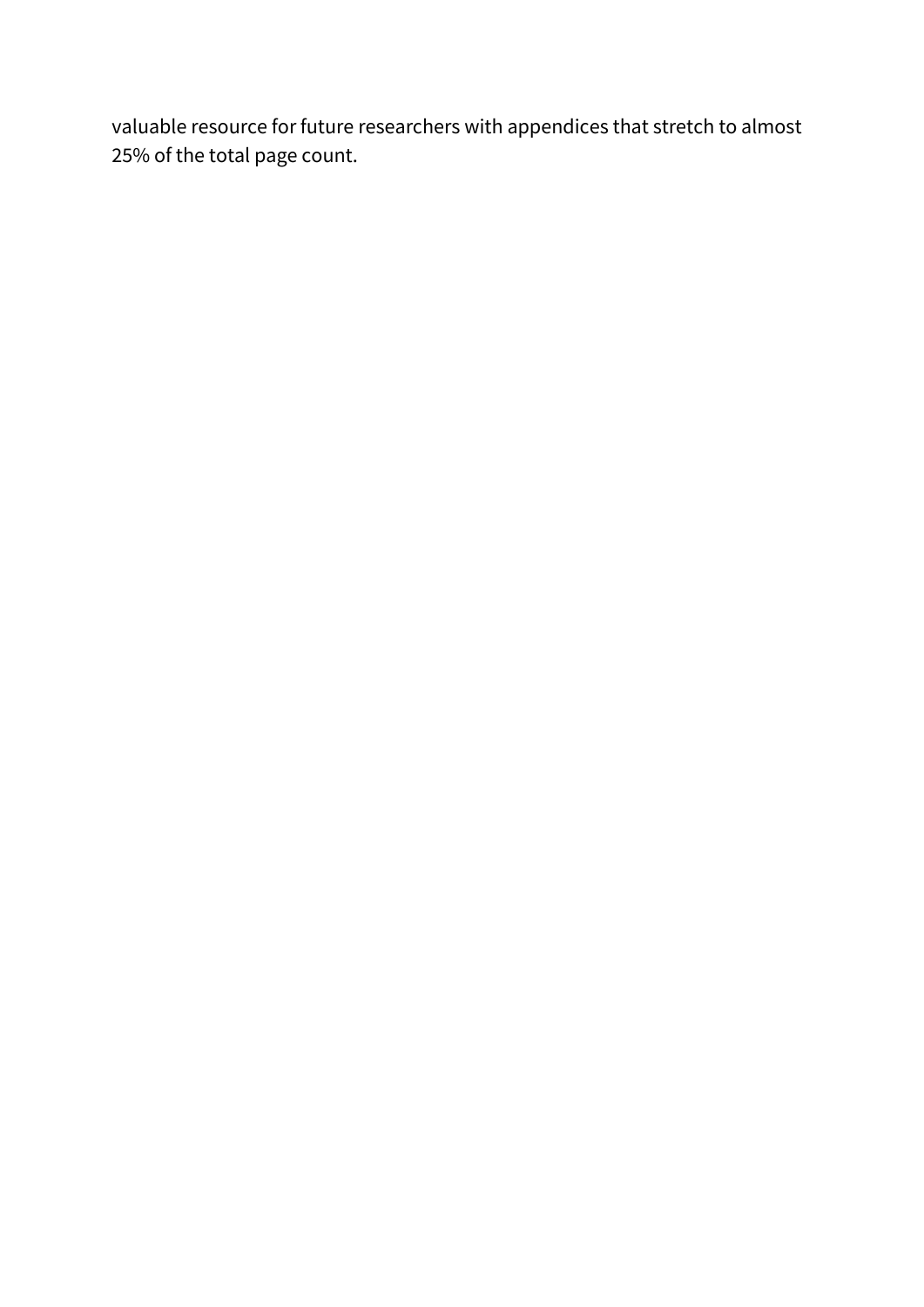valuable resource for future researchers with appendices that stretch to almost 25% of the total page count.